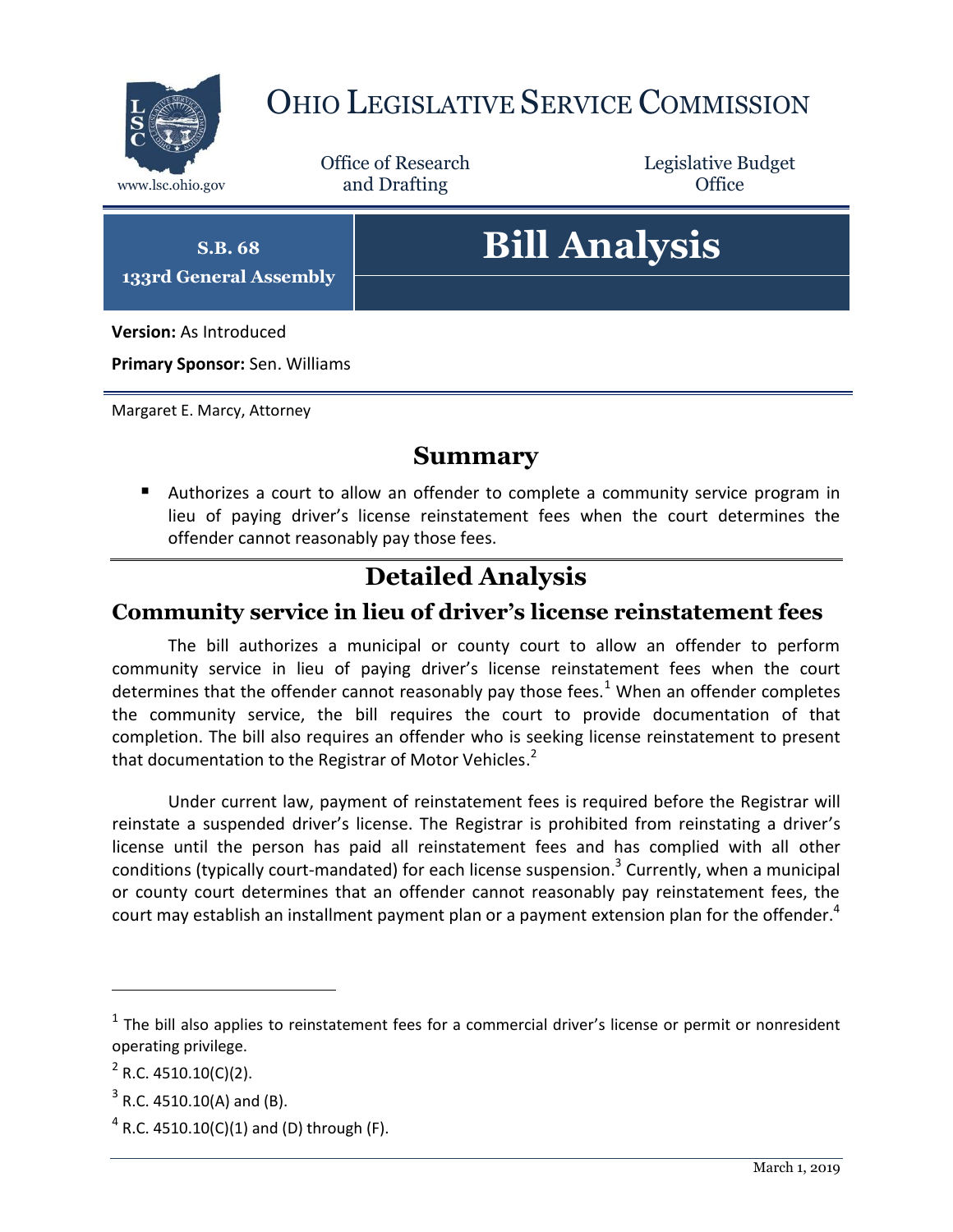# Ohio Legislative Service Commission

www.lsc.ohio.gov

Office of Research and Drafting

Legislative Budget Office

**S.B. 68**

**133rd General Assembly**

# Bill Analysis

**Version:** As Introduced

**Primary Sponsor:** Sen. Williams

Margaret E. Marcy, Attorney

## Summary

- Authorizes a court to allow an offender to complete a community service program in lieu of paying driver's license reinstatement fees when the court determines the offender cannot reasonably pay those fees.

## Detailed Analysis

### Community service in lieu of driver's license reinstatement fees

The bill authorizes a municipal or county court to allow an offender to perform community service in lieu of paying driver's license reinstatement fees when the court determines that the offender cannot reasonably pay those fees.[1] When an offender completes the community service, the bill requires the court to provide documentation of that completion. The bill also requires an offender who is seeking license reinstatement to present that documentation to the Registrar of Motor Vehicles.[2]

Under current law, payment of reinstatement fees is required before the Registrar will reinstate a suspended driver's license. The Registrar is prohibited from reinstating a driver's license until the person has paid all reinstatement fees and has complied with all other conditions (typically court-mandated) for each license suspension.[3] Currently, when a municipal or county court determines that an offender cannot reasonably pay reinstatement fees, the court may establish an installment payment plan or a payment extension plan for the offender.[4]

---

[1] The bill also applies to reinstatement fees for a commercial driver's license or permit or nonresident operating privilege.

[2] R.C. 4510.10(C)(2).

[3] R.C. 4510.10(A) and (B).

[4] R.C. 4510.10(C)(1) and (D) through (F).

March 1, 2019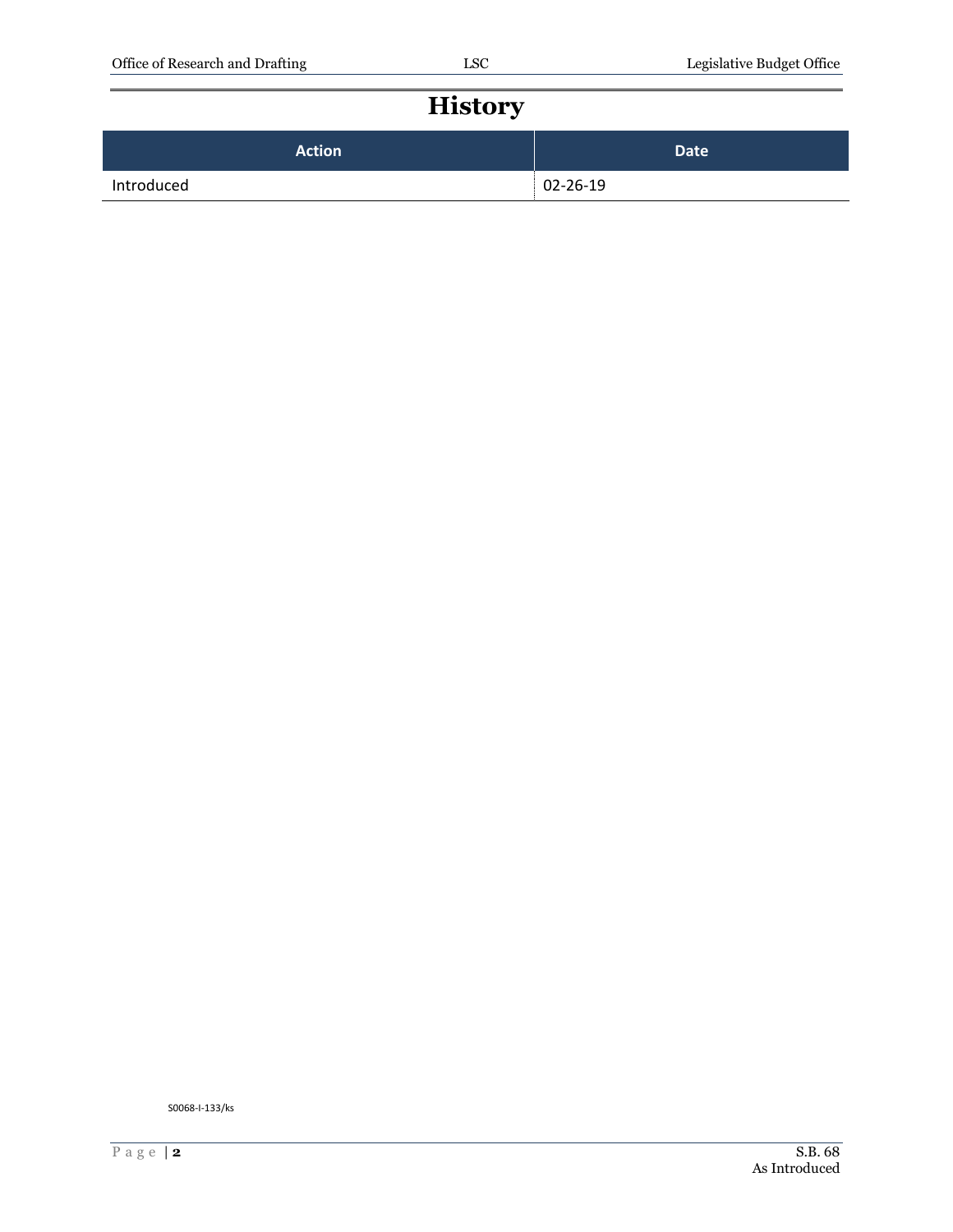# History

| Action | Date |
| --- | --- |
| Introduced | 02-26-19 |

S0068-I-133/ks